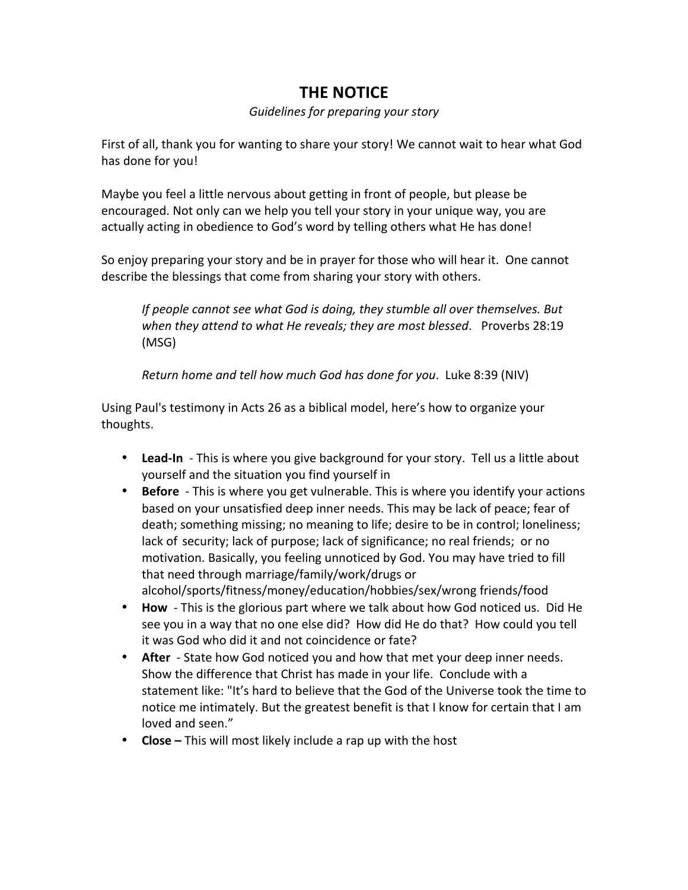# THE NOTICE

*Guidelines for preparing your story*

First of all, thank you for wanting to share your story! We cannot wait to hear what God has done for you!

Maybe you feel a little nervous about getting in front of people, but please be encouraged. Not only can we help you tell your story in your unique way, you are actually acting in obedience to God's word by telling others what He has done!

So enjoy preparing your story and be in prayer for those who will hear it. One cannot describe the blessings that come from sharing your story with others.

> *If people cannot see what God is doing, they stumble all over themselves. But when they attend to what He reveals; they are most blessed*. Proverbs 28:19 (MSG)
>
> *Return home and tell how much God has done for you*. Luke 8:39 (NIV)

Using Paul's testimony in Acts 26 as a biblical model, here's how to organize your thoughts.

- **Lead-In** - This is where you give background for your story. Tell us a little about yourself and the situation you find yourself in
- **Before** - This is where you get vulnerable. This is where you identify your actions based on your unsatisfied deep inner needs. This may be lack of peace; fear of death; something missing; no meaning to life; desire to be in control; loneliness; lack of security; lack of purpose; lack of significance; no real friends; or no motivation. Basically, you feeling unnoticed by God. You may have tried to fill that need through marriage/family/work/drugs or alcohol/sports/fitness/money/education/hobbies/sex/wrong friends/food
- **How** - This is the glorious part where we talk about how God noticed us. Did He see you in a way that no one else did? How did He do that? How could you tell it was God who did it and not coincidence or fate?
- **After** - State how God noticed you and how that met your deep inner needs. Show the difference that Christ has made in your life. Conclude with a statement like: "It's hard to believe that the God of the Universe took the time to notice me intimately. But the greatest benefit is that I know for certain that I am loved and seen."
- **Close –** This will most likely include a rap up with the host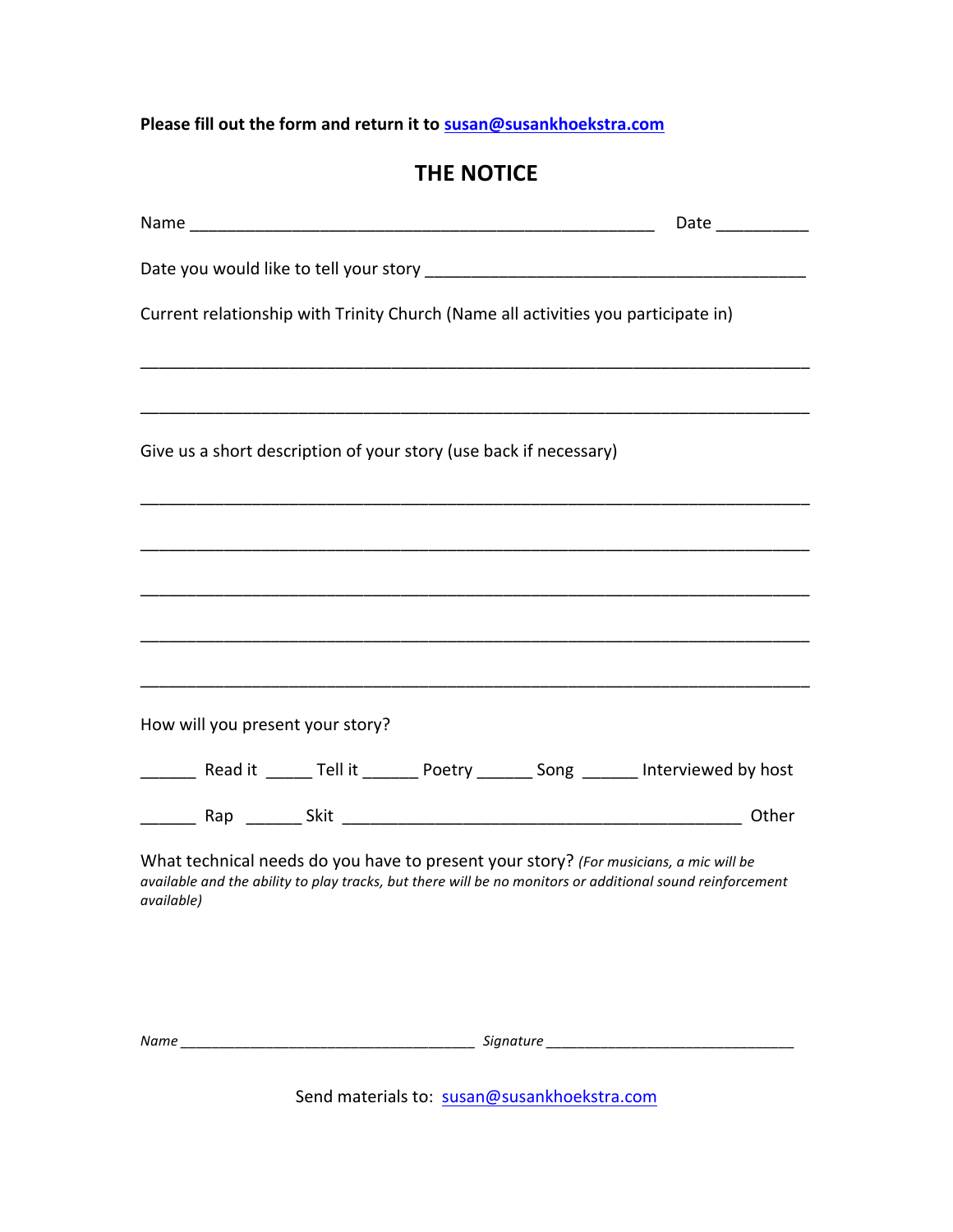**Please fill out the form and return it to susan@susankhoekstra.com**

## THE NOTICE

Name ___________________________________________________ Date __________

Date you would like to tell your story __________________________________________

Current relationship with Trinity Church (Name all activities you participate in)

__________________________________________________________________________

__________________________________________________________________________

Give us a short description of your story (use back if necessary)

__________________________________________________________________________

__________________________________________________________________________

__________________________________________________________________________

__________________________________________________________________________

__________________________________________________________________________

How will you present your story?

______ Read it _____ Tell it ______ Poetry ______ Song ______ Interviewed by host

______ Rap ______ Skit ____________________________________________ Other

What technical needs do you have to present your story? *(For musicians, a mic will be available and the ability to play tracks, but there will be no monitors or additional sound reinforcement available)*

*Name* ____________________________________ *Signature* ______________________________

Send materials to: susan@susankhoekstra.com